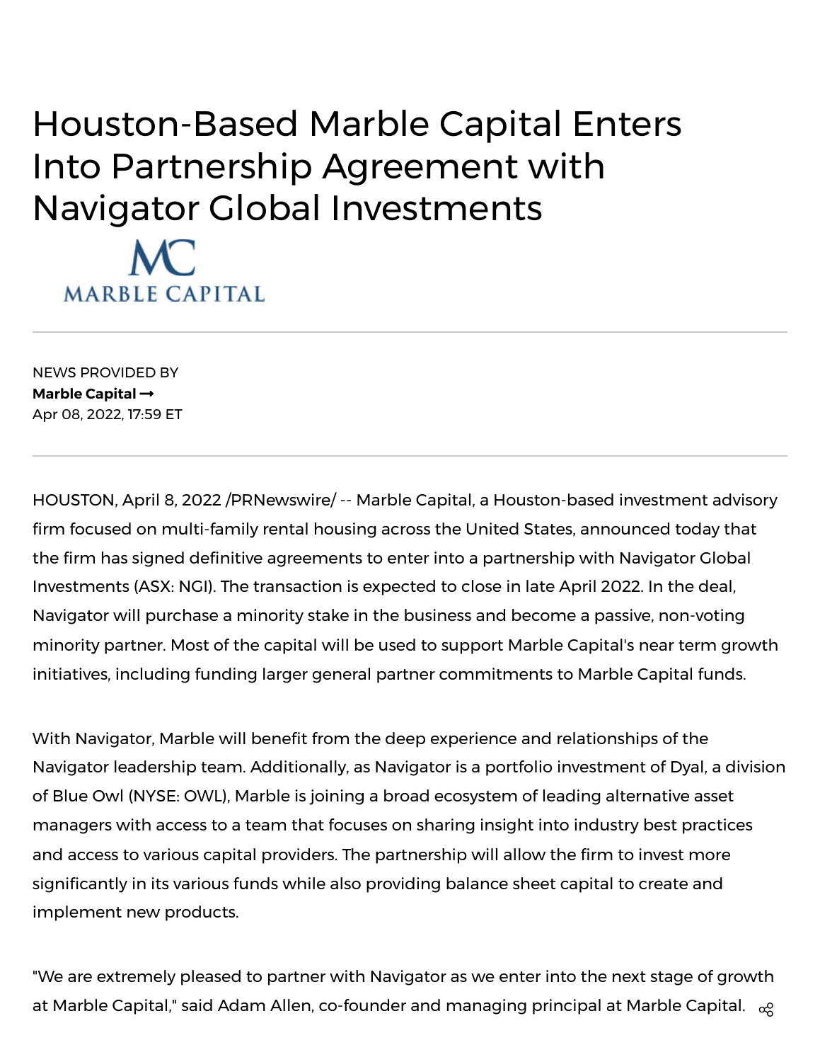# Houston-Based Marble Capital Enters Into Partnership Agreement with Navigator Global Investments

MARBLE CAPITAL

---

NEWS PROVIDED BY

**Marble Capital →**

Apr 08, 2022, 17:59 ET

---

HOUSTON, April 8, 2022 /PRNewswire/ -- Marble Capital, a Houston-based investment advisory firm focused on multi-family rental housing across the United States, announced today that the firm has signed definitive agreements to enter into a partnership with Navigator Global Investments (ASX: NGI). The transaction is expected to close in late April 2022. In the deal, Navigator will purchase a minority stake in the business and become a passive, non-voting minority partner. Most of the capital will be used to support Marble Capital's near term growth initiatives, including funding larger general partner commitments to Marble Capital funds.

With Navigator, Marble will benefit from the deep experience and relationships of the Navigator leadership team. Additionally, as Navigator is a portfolio investment of Dyal, a division of Blue Owl (NYSE: OWL), Marble is joining a broad ecosystem of leading alternative asset managers with access to a team that focuses on sharing insight into industry best practices and access to various capital providers. The partnership will allow the firm to invest more significantly in its various funds while also providing balance sheet capital to create and implement new products.

"We are extremely pleased to partner with Navigator as we enter into the next stage of growth at Marble Capital," said Adam Allen, co-founder and managing principal at Marble Capital.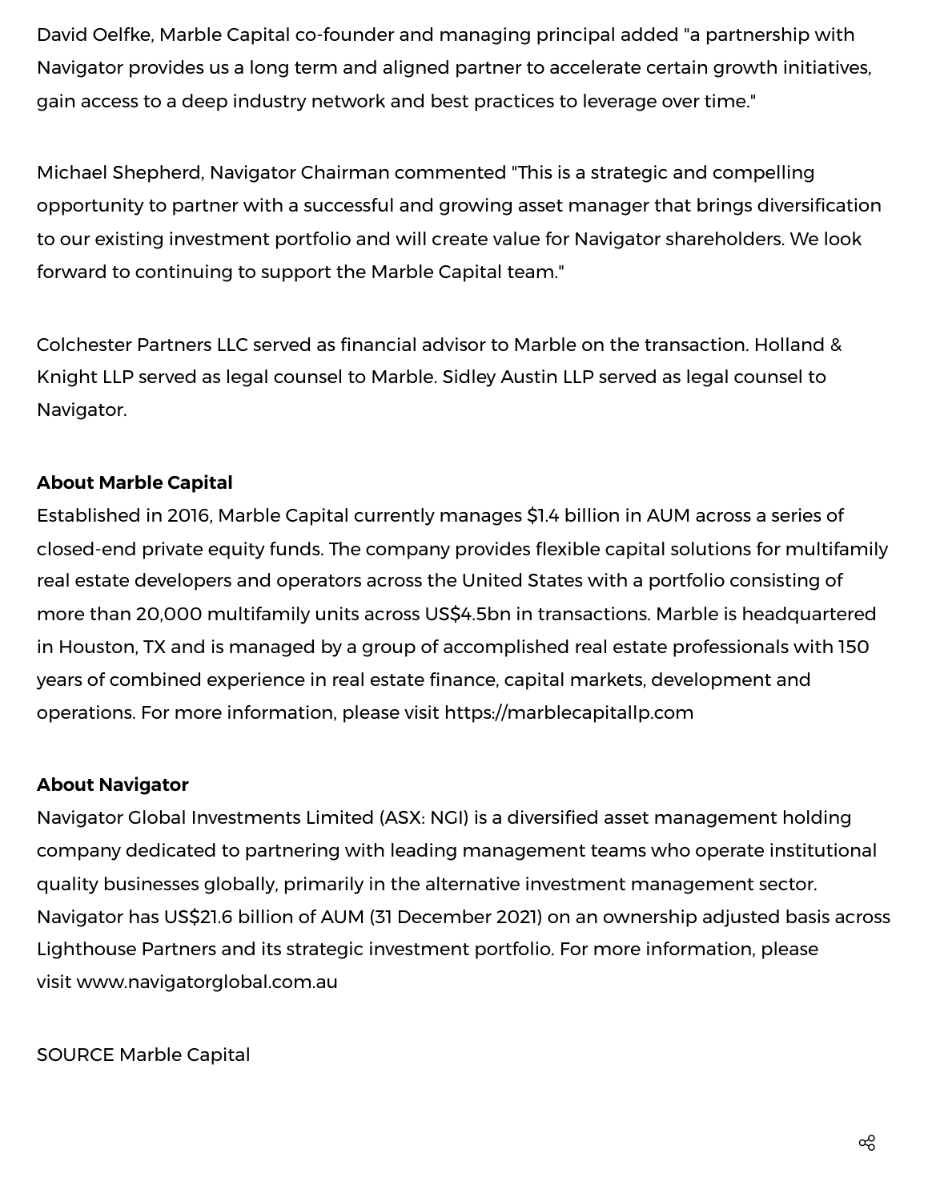David Oelfke, Marble Capital co-founder and managing principal added "a partnership with Navigator provides us a long term and aligned partner to accelerate certain growth initiatives, gain access to a deep industry network and best practices to leverage over time."

Michael Shepherd, Navigator Chairman commented "This is a strategic and compelling opportunity to partner with a successful and growing asset manager that brings diversification to our existing investment portfolio and will create value for Navigator shareholders. We look forward to continuing to support the Marble Capital team."

Colchester Partners LLC served as financial advisor to Marble on the transaction. Holland & Knight LLP served as legal counsel to Marble. Sidley Austin LLP served as legal counsel to Navigator.

**About Marble Capital**
Established in 2016, Marble Capital currently manages $1.4 billion in AUM across a series of closed-end private equity funds. The company provides flexible capital solutions for multifamily real estate developers and operators across the United States with a portfolio consisting of more than 20,000 multifamily units across US$4.5bn in transactions. Marble is headquartered in Houston, TX and is managed by a group of accomplished real estate professionals with 150 years of combined experience in real estate finance, capital markets, development and operations. For more information, please visit https://marblecapitallp.com

**About Navigator**
Navigator Global Investments Limited (ASX: NGI) is a diversified asset management holding company dedicated to partnering with leading management teams who operate institutional quality businesses globally, primarily in the alternative investment management sector. Navigator has US$21.6 billion of AUM (31 December 2021) on an ownership adjusted basis across Lighthouse Partners and its strategic investment portfolio. For more information, please visit www.navigatorglobal.com.au

SOURCE Marble Capital